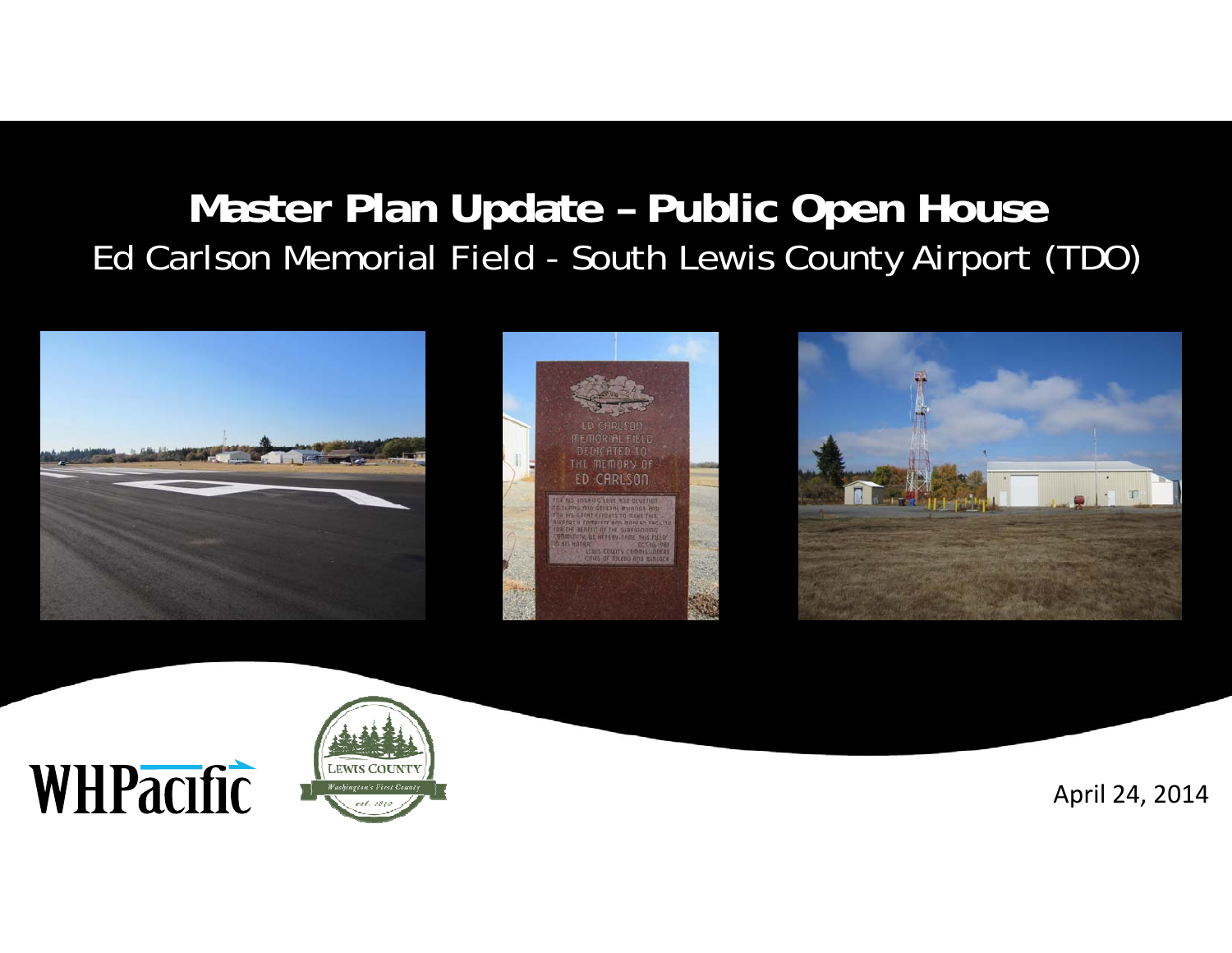# Master Plan Update – Public Open House

## Ed Carlson Memorial Field - South Lewis County Airport (TDO)

WHPacific

LEWIS COUNTY
Washington's First County
est. 1845

April 24, 2014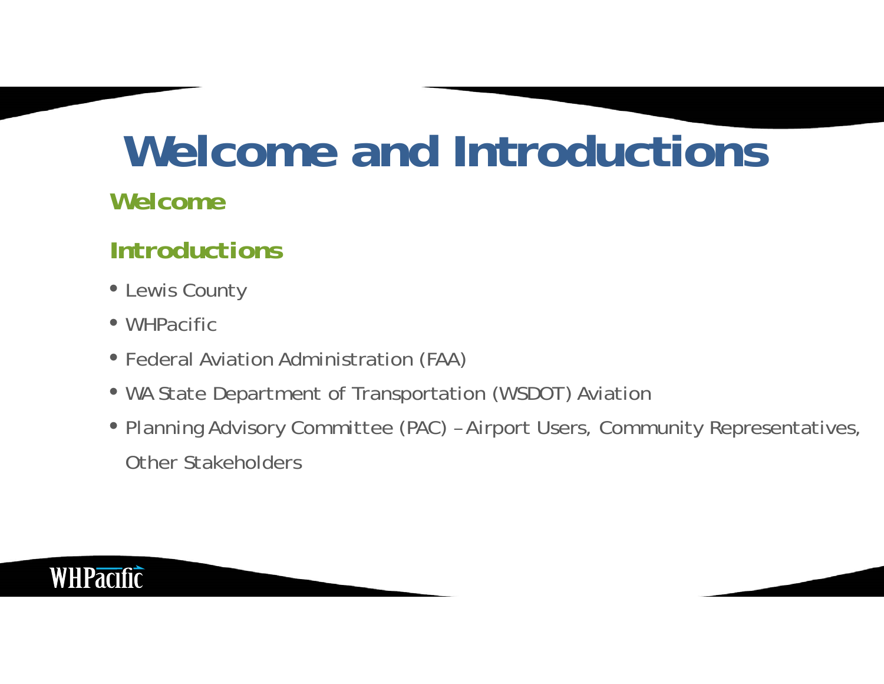# Welcome and Introductions

## Welcome

## Introductions

- Lewis County
- WHPacific
- Federal Aviation Administration (FAA)
- WA State Department of Transportation (WSDOT) Aviation
- Planning Advisory Committee (PAC) – Airport Users, Community Representatives, Other Stakeholders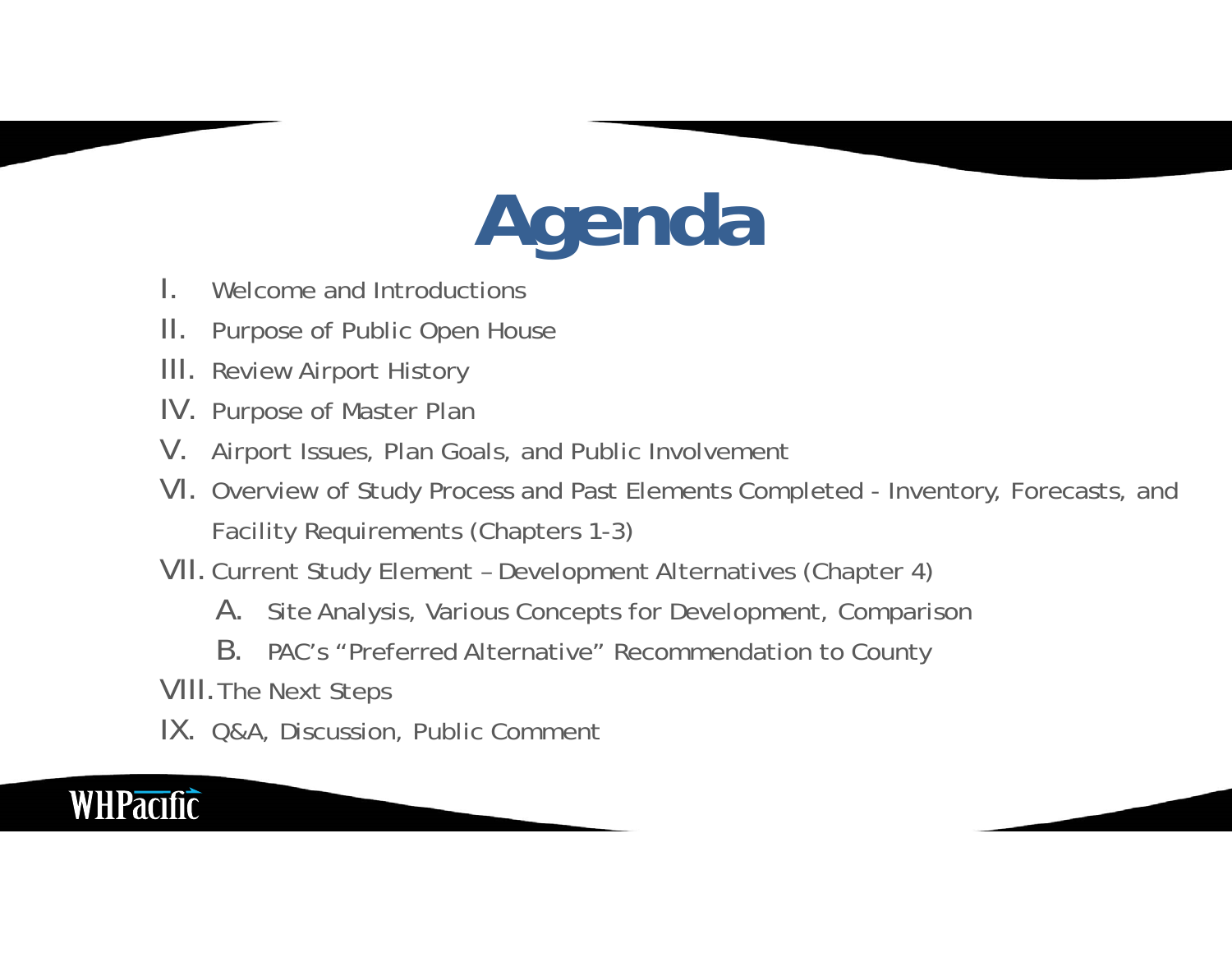# Agenda

I. Welcome and Introductions

II. Purpose of Public Open House

III. Review Airport History

IV. Purpose of Master Plan

V. Airport Issues, Plan Goals, and Public Involvement

VI. Overview of Study Process and Past Elements Completed - Inventory, Forecasts, and Facility Requirements (Chapters 1-3)

VII. Current Study Element – Development Alternatives (Chapter 4)

  A. Site Analysis, Various Concepts for Development, Comparison

  B. PAC's "Preferred Alternative" Recommendation to County

VIII. The Next Steps

IX. Q&A, Discussion, Public Comment

WHPacific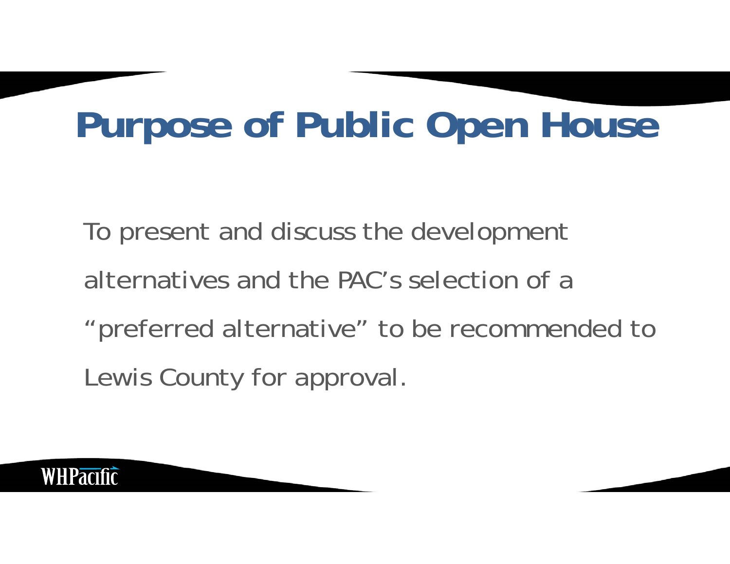# Purpose of Public Open House

To present and discuss the development alternatives and the PAC's selection of a "preferred alternative" to be recommended to Lewis County for approval.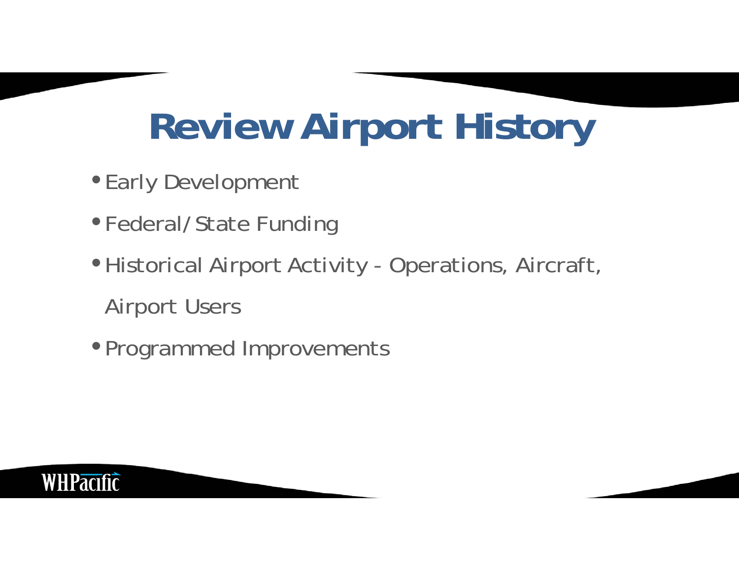# Review Airport History

- Early Development
- Federal/State Funding
- Historical Airport Activity - Operations, Aircraft, Airport Users
- Programmed Improvements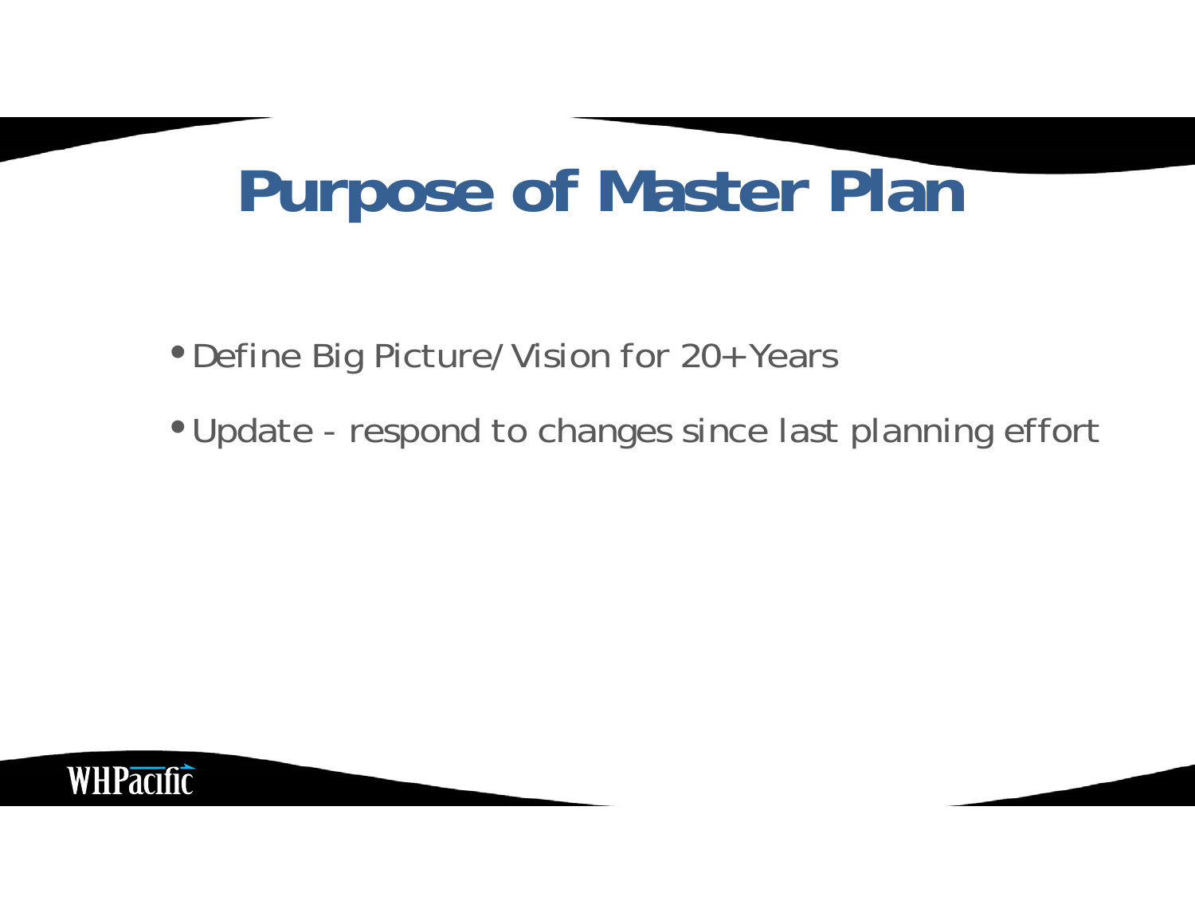# Purpose of Master Plan

- Define Big Picture/Vision for 20+ Years
- Update - respond to changes since last planning effort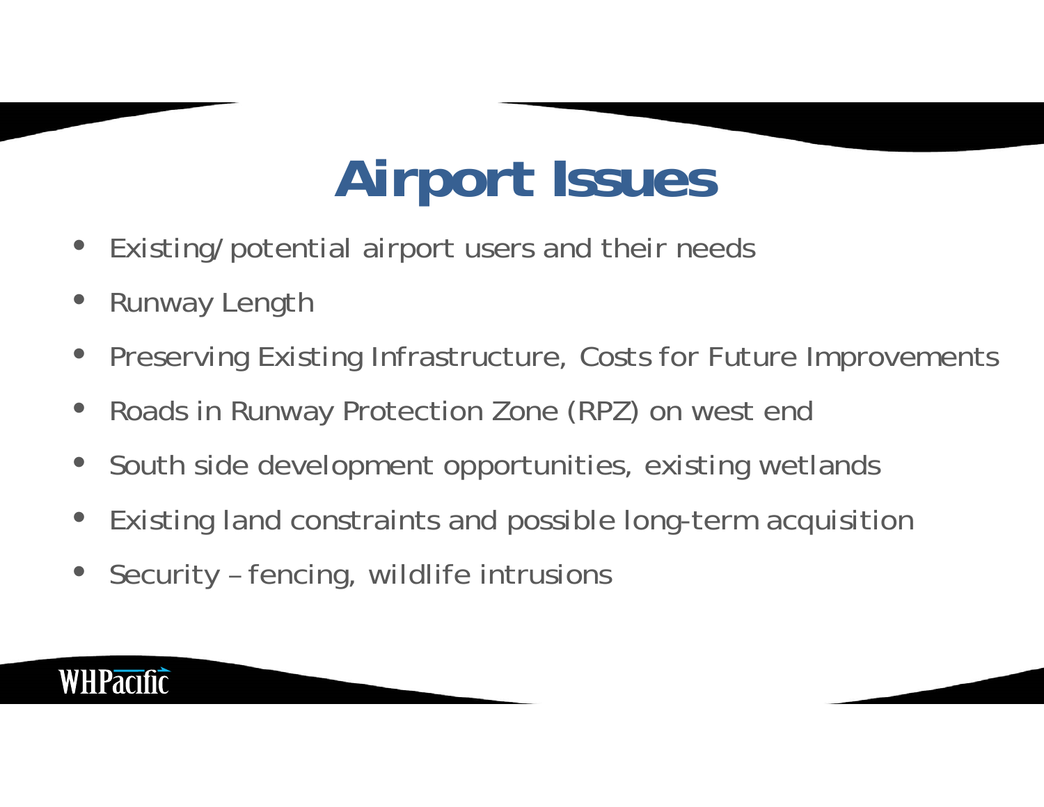# Airport Issues

- Existing/potential airport users and their needs
- Runway Length
- Preserving Existing Infrastructure, Costs for Future Improvements
- Roads in Runway Protection Zone (RPZ) on west end
- South side development opportunities, existing wetlands
- Existing land constraints and possible long-term acquisition
- Security – fencing, wildlife intrusions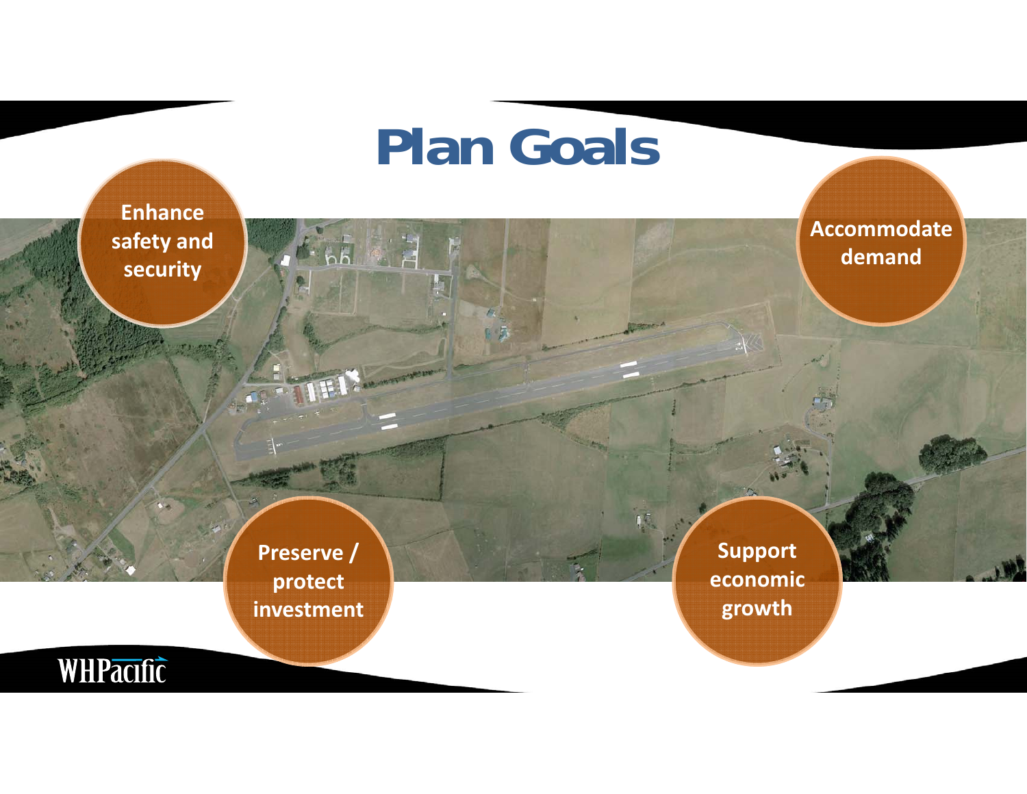# Plan Goals

- Enhance safety and security
- Accommodate demand
- Preserve / protect investment
- Support economic growth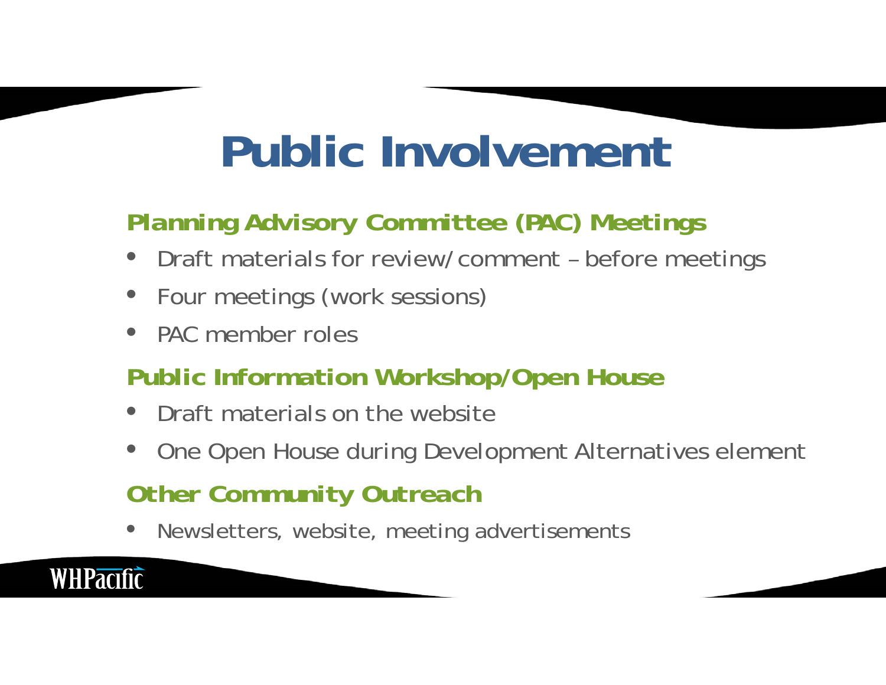# Public Involvement

## Planning Advisory Committee (PAC) Meetings

- Draft materials for review/comment – before meetings
- Four meetings (work sessions)
- PAC member roles

## Public Information Workshop/Open House

- Draft materials on the website
- One Open House during Development Alternatives element

## Other Community Outreach

- Newsletters, website, meeting advertisements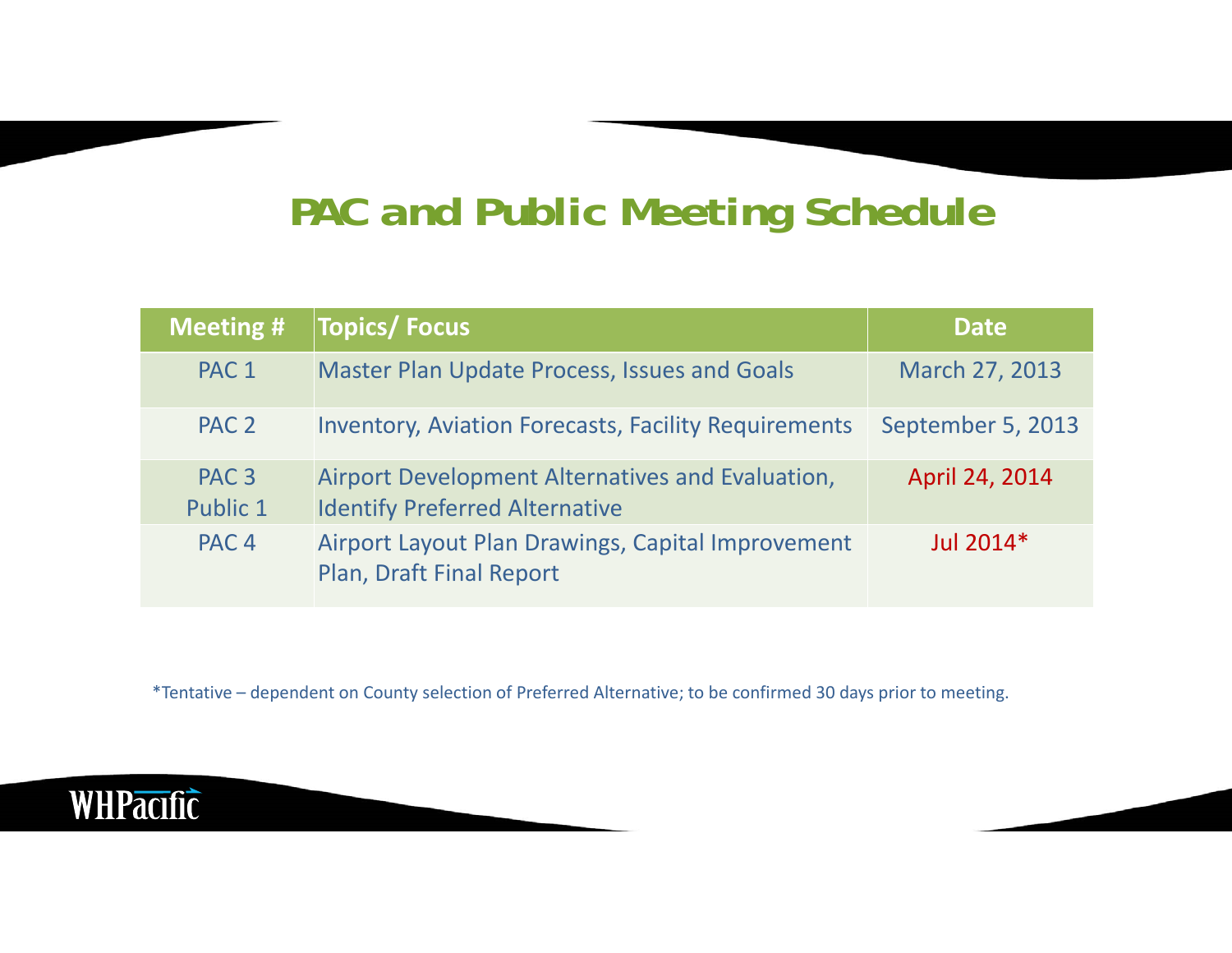# PAC and Public Meeting Schedule

| Meeting # | Topics/ Focus | Date |
|---|---|---|
| PAC 1 | Master Plan Update Process, Issues and Goals | March 27, 2013 |
| PAC 2 | Inventory, Aviation Forecasts, Facility Requirements | September 5, 2013 |
| PAC 3<br>Public 1 | Airport Development Alternatives and Evaluation, Identify Preferred Alternative | April 24, 2014 |
| PAC 4 | Airport Layout Plan Drawings, Capital Improvement Plan, Draft Final Report | Jul 2014* |

*Tentative – dependent on County selection of Preferred Alternative; to be confirmed 30 days prior to meeting.

WHPacific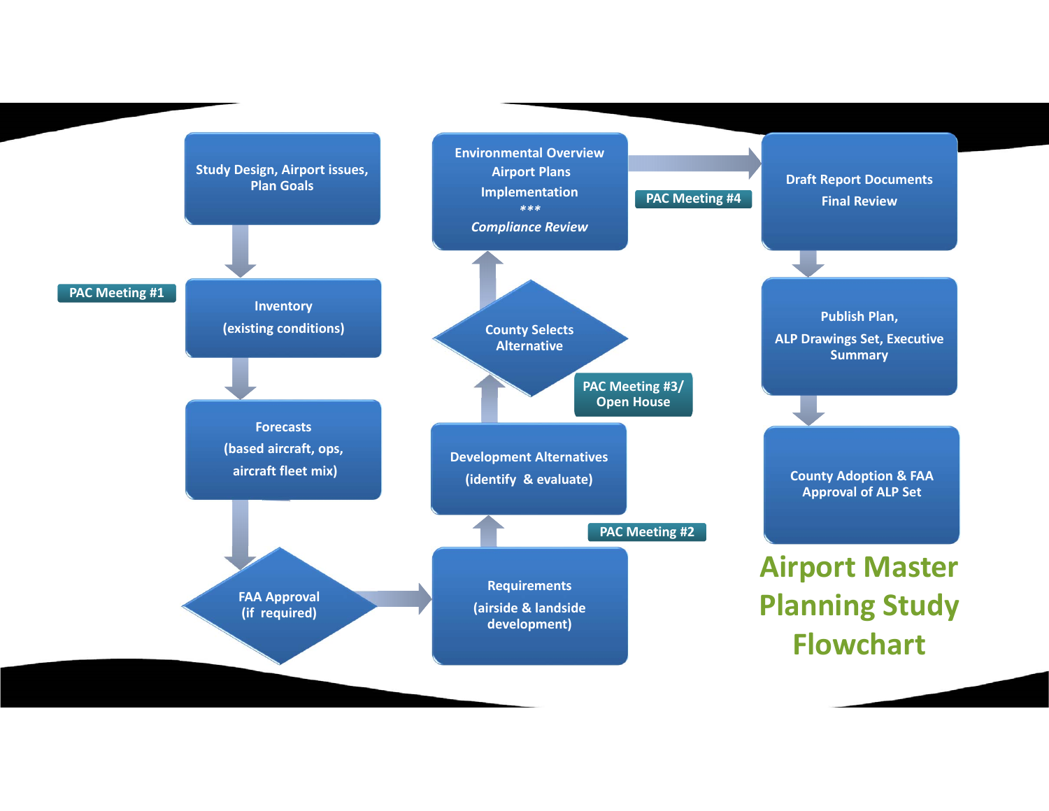# Airport Master Planning Study Flowchart

Study Design, Airport issues, Plan Goals

PAC Meeting #1

Inventory
(existing conditions)

Forecasts
(based aircraft, ops, aircraft fleet mix)

FAA Approval
(if required)

Requirements
(airside & landside development)

PAC Meeting #2

Development Alternatives
(identify & evaluate)

PAC Meeting #3/ Open House

County Selects Alternative

Environmental Overview
Airport Plans
Implementation
***
*Compliance Review*

PAC Meeting #4

Draft Report Documents
Final Review

Publish Plan,
ALP Drawings Set, Executive Summary

County Adoption & FAA Approval of ALP Set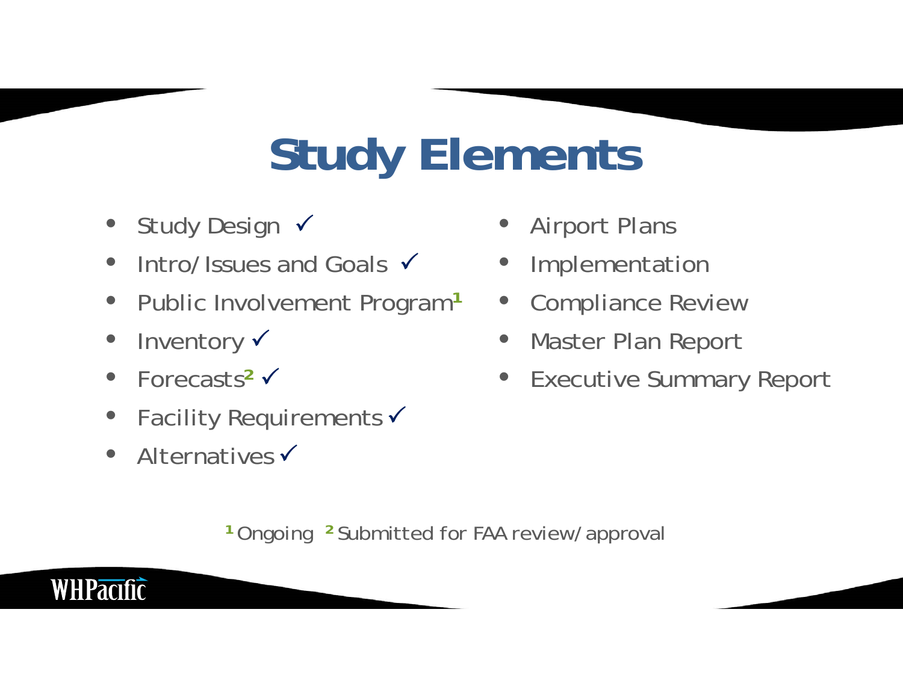# Study Elements

- Study Design ✓
- Intro/Issues and Goals ✓
- Public Involvement Program[1]
- Inventory ✓
- Forecasts[2] ✓
- Facility Requirements ✓
- Alternatives ✓
- Airport Plans
- Implementation
- Compliance Review
- Master Plan Report
- Executive Summary Report

[1] Ongoing [2] Submitted for FAA review/approval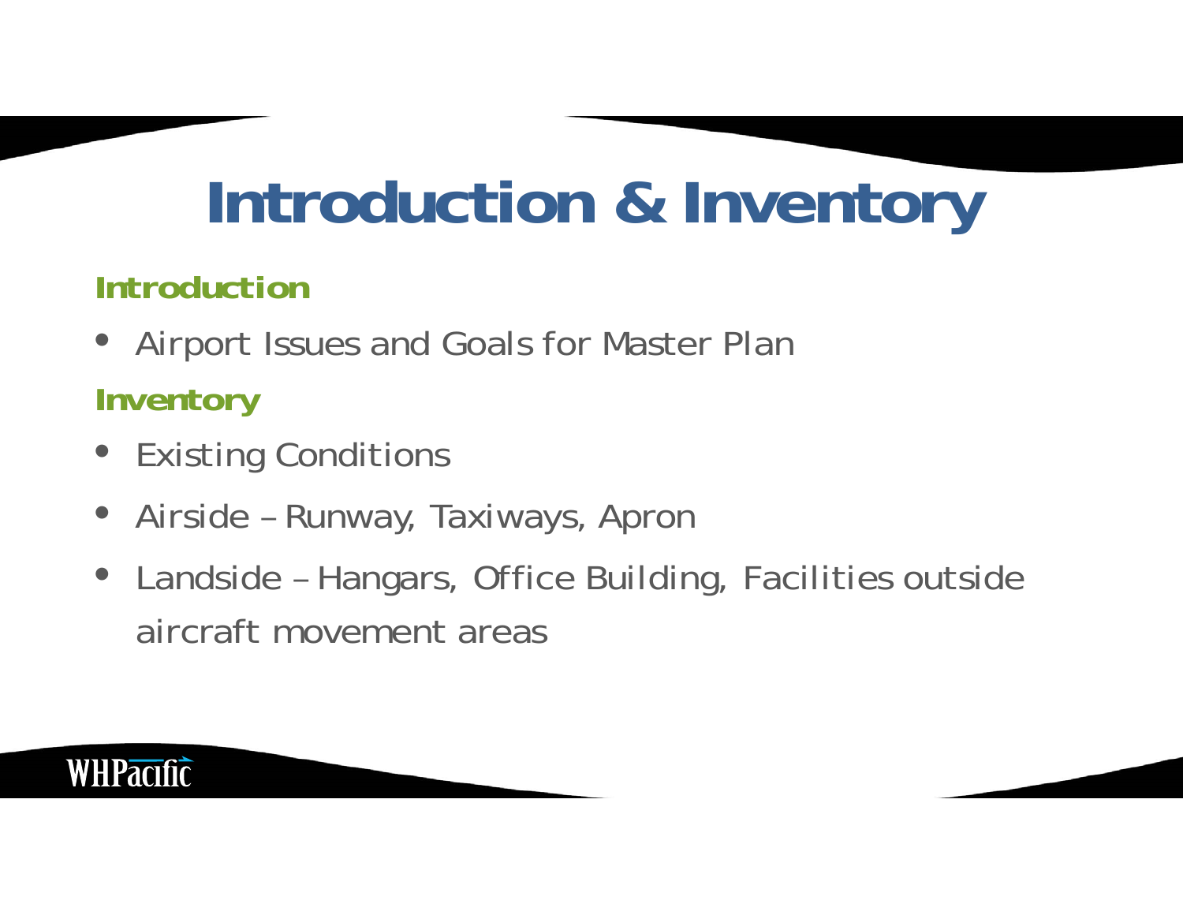# Introduction & Inventory

## Introduction

- Airport Issues and Goals for Master Plan

## Inventory

- Existing Conditions
- Airside – Runway, Taxiways, Apron
- Landside – Hangars, Office Building, Facilities outside aircraft movement areas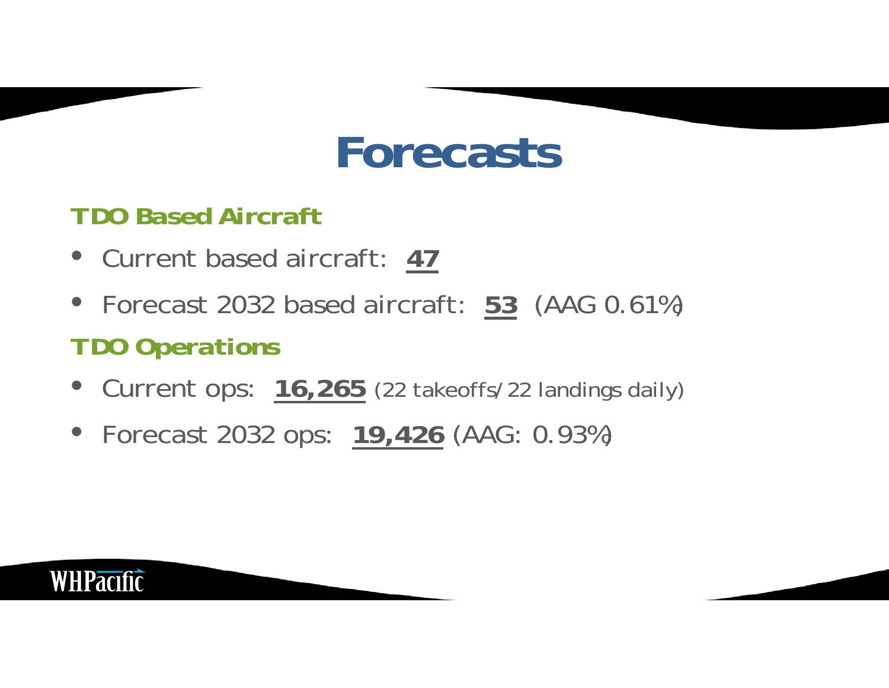# Forecasts

### TDO Based Aircraft

- Current based aircraft: **47**
- Forecast 2032 based aircraft: **53** (AAG 0.61%)

### TDO Operations

- Current ops: **16,265** (22 takeoffs/22 landings daily)
- Forecast 2032 ops: **19,426** (AAG: 0.93%)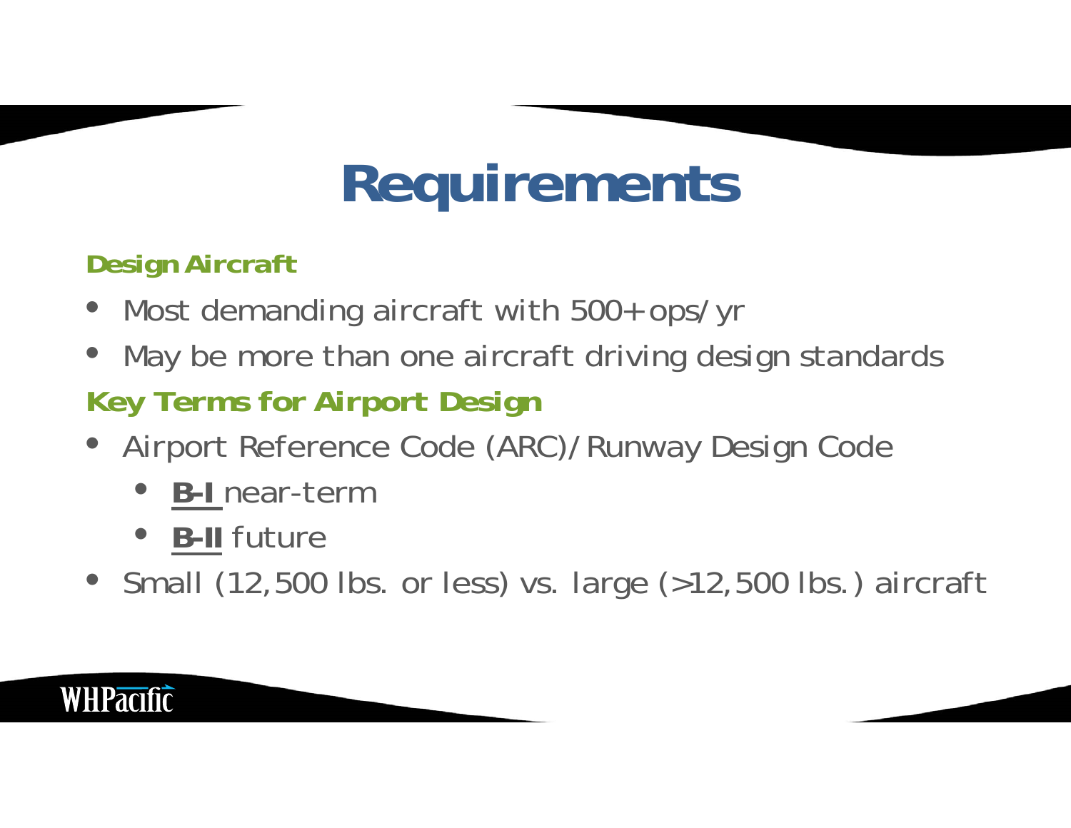# Requirements

**Design Aircraft**

- Most demanding aircraft with 500+ ops/yr
- May be more than one aircraft driving design standards

**Key Terms for Airport Design**

- Airport Reference Code (ARC)/Runway Design Code
    - **B-I** near-term
    - **B-II** future
- Small (12,500 lbs. or less) vs. large (>12,500 lbs.) aircraft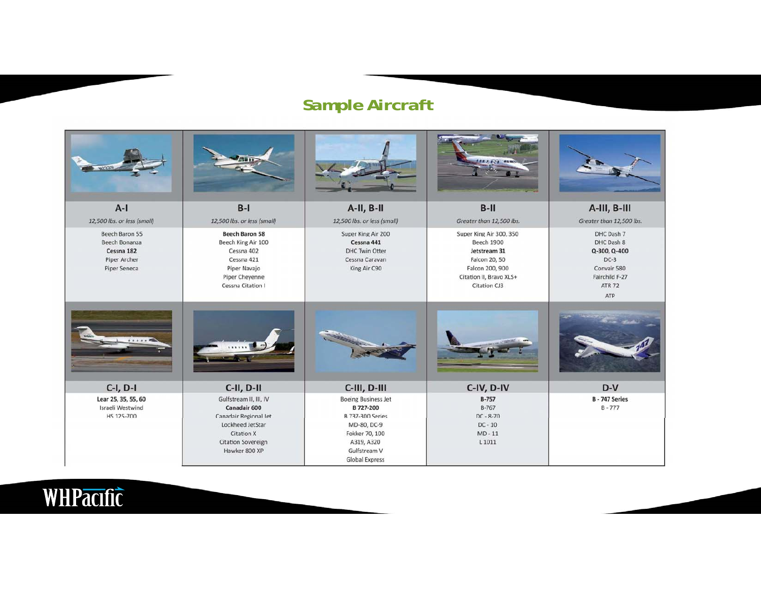# Sample Aircraft

| A-I | B-I | A-II, B-II | B-II | A-III, B-III |
|---|---|---|---|---|
| *12,500 lbs. or less (small)* | *12,500 lbs. or less (small)* | *12,500 lbs. or less (small)* | *Greater than 12,500 lbs.* | *Greater than 12,500 lbs.* |
| Beech Baron 55<br>Beech Bonanza<br>**Cessna 182**<br>Piper Archer<br>Piper Seneca | **Beech Baron 58**<br>Beech King Air 100<br>Cessna 402<br>Cessna 421<br>Piper Navajo<br>Piper Cheyenne<br>Cessna Citation I | Super King Air 200<br>**Cessna 441**<br>DHC Twin Otter<br>Cessna Caravan<br>King Air C90 | Super King Air 300, 350<br>Beech 1900<br>**Jetstream 31**<br>Falcon 20, 50<br>Falcon 200, 900<br>Citation II, Bravo XLS+<br>Citation CJ3 | DHC Dash 7<br>DHC Dash 8<br>**Q-300, Q-400**<br>DC-3<br>Convair 580<br>Fairchild F-27<br>ATR 72<br>ATP |

| C-I, D-I | C-II, D-II | C-III, D-III | C-IV, D-IV | D-V |
|---|---|---|---|---|
| **Lear 25, 35, 55, 60**<br>Israeli Westwind<br>HS 125-700 | Gulfstream II, III, IV<br>**Canadair 600**<br>Canadair Regional Jet<br>Lockheed JetStar<br>Citation X<br>Citation Sovereign<br>Hawker 800 XP | Boeing Business Jet<br>**B 727-200**<br>B 737-300 Series<br>MD-80, DC-9<br>Fokker 70, 100<br>A319, A320<br>Gulfstream V<br>Global Express | **B-757**<br>B-767<br>DC - 8-70<br>DC - 10<br>MD - 11<br>L 1011 | **B - 747 Series**<br>B - 777 |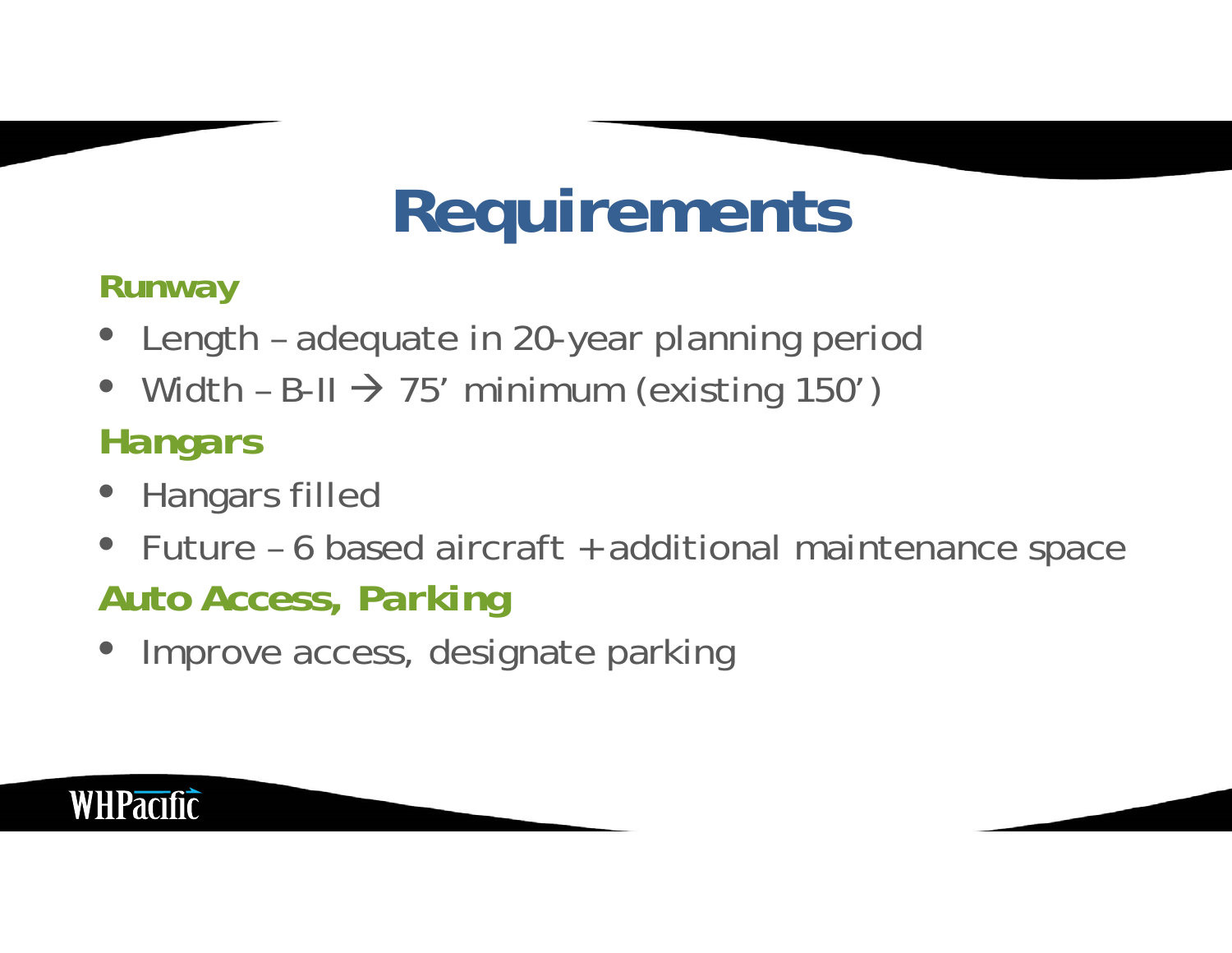# Requirements

### Runway

- Length – adequate in 20-year planning period
- Width – B-II → 75’ minimum (existing 150’)

### Hangars

- Hangars filled
- Future – 6 based aircraft + additional maintenance space

### Auto Access, Parking

- Improve access, designate parking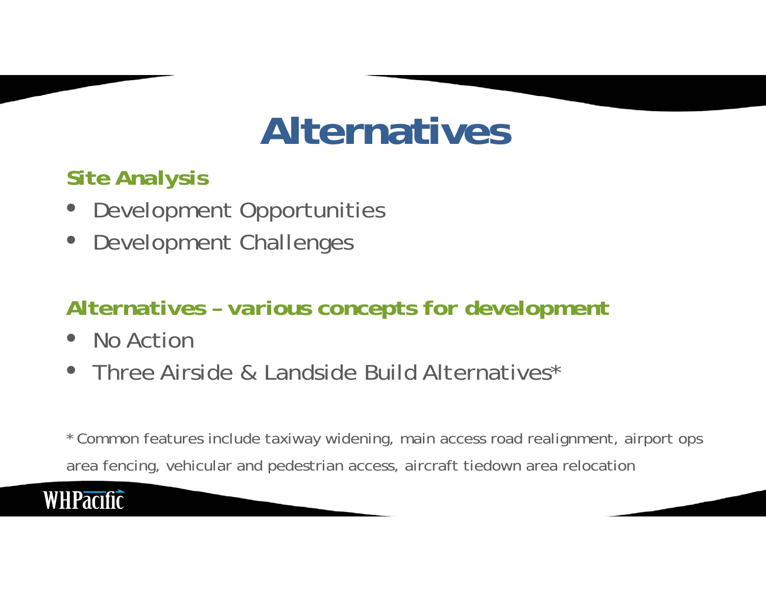# Alternatives

### Site Analysis

- Development Opportunities
- Development Challenges

### Alternatives – various concepts for development

- No Action
- Three Airside & Landside Build Alternatives*

* Common features include taxiway widening, main access road realignment, airport ops area fencing, vehicular and pedestrian access, aircraft tiedown area relocation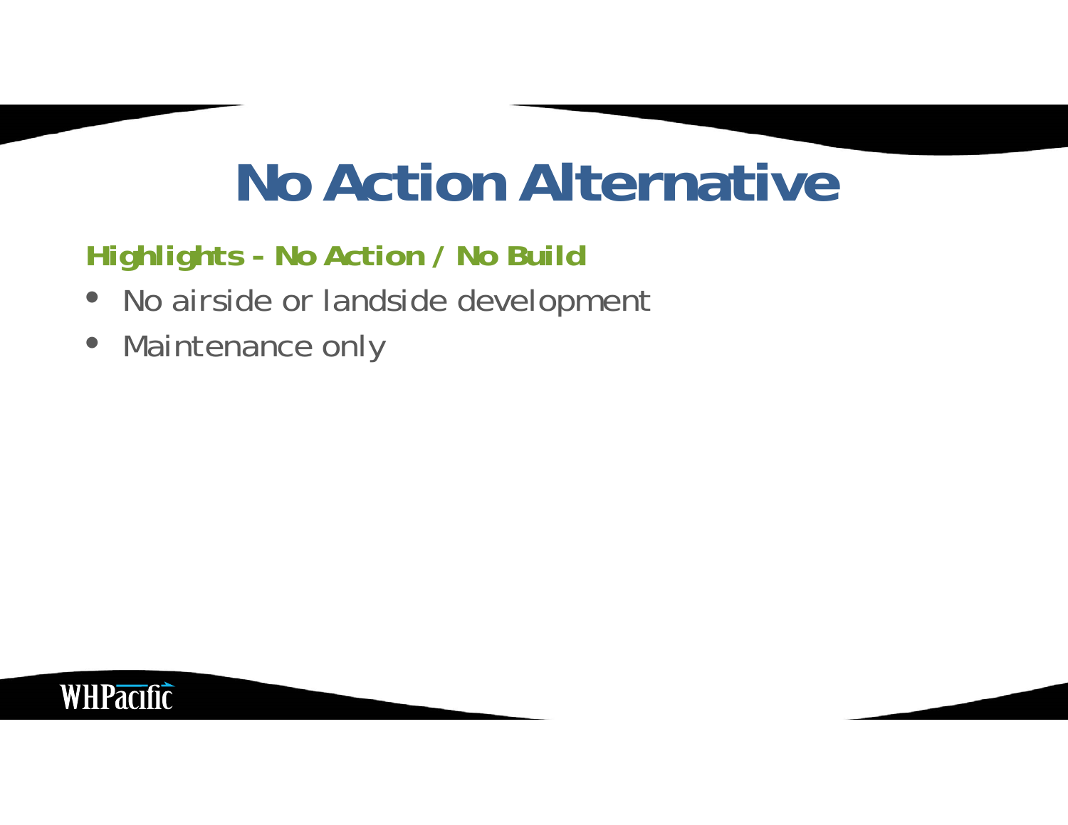# No Action Alternative

**Highlights - No Action / No Build**

- No airside or landside development
- Maintenance only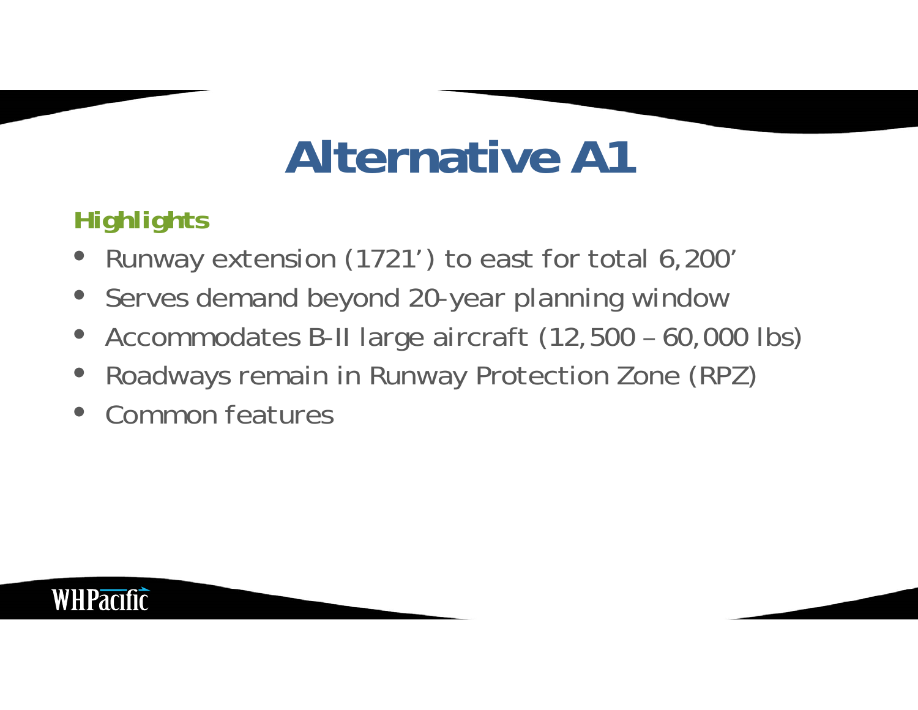# Alternative A1

### Highlights

- Runway extension (1721') to east for total 6,200'
- Serves demand beyond 20-year planning window
- Accommodates B-II large aircraft (12,500 – 60,000 lbs)
- Roadways remain in Runway Protection Zone (RPZ)
- Common features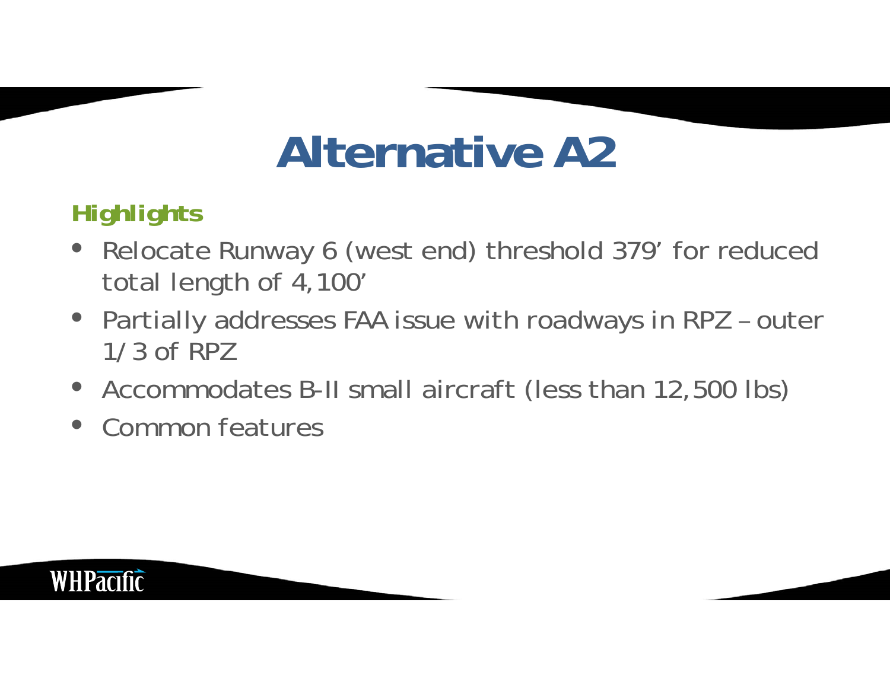# Alternative A2

### Highlights

- Relocate Runway 6 (west end) threshold 379' for reduced total length of 4,100'
- Partially addresses FAA issue with roadways in RPZ – outer 1/3 of RPZ
- Accommodates B-II small aircraft (less than 12,500 lbs)
- Common features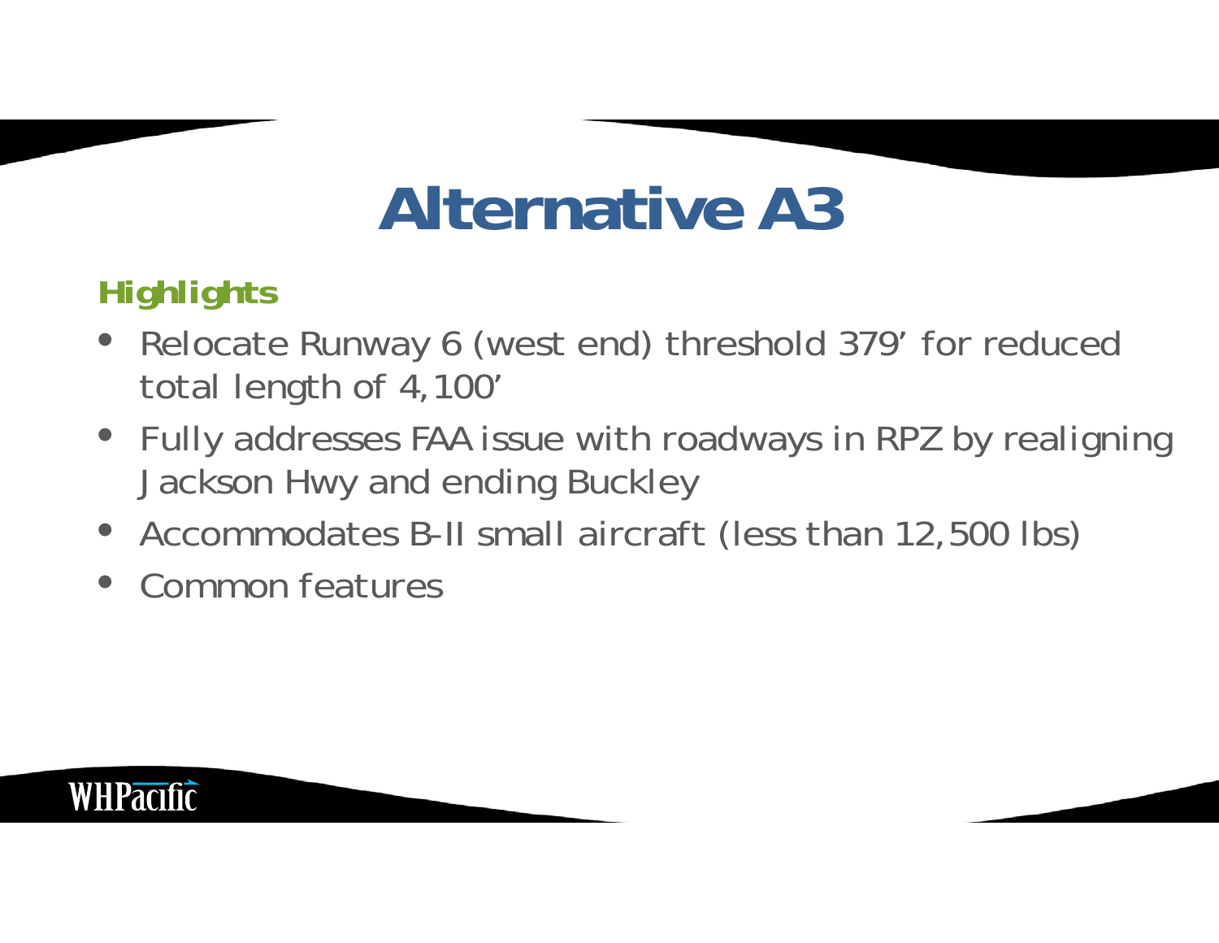# Alternative A3

### Highlights

- Relocate Runway 6 (west end) threshold 379’ for reduced total length of 4,100’
- Fully addresses FAA issue with roadways in RPZ by realigning Jackson Hwy and ending Buckley
- Accommodates B-II small aircraft (less than 12,500 lbs)
- Common features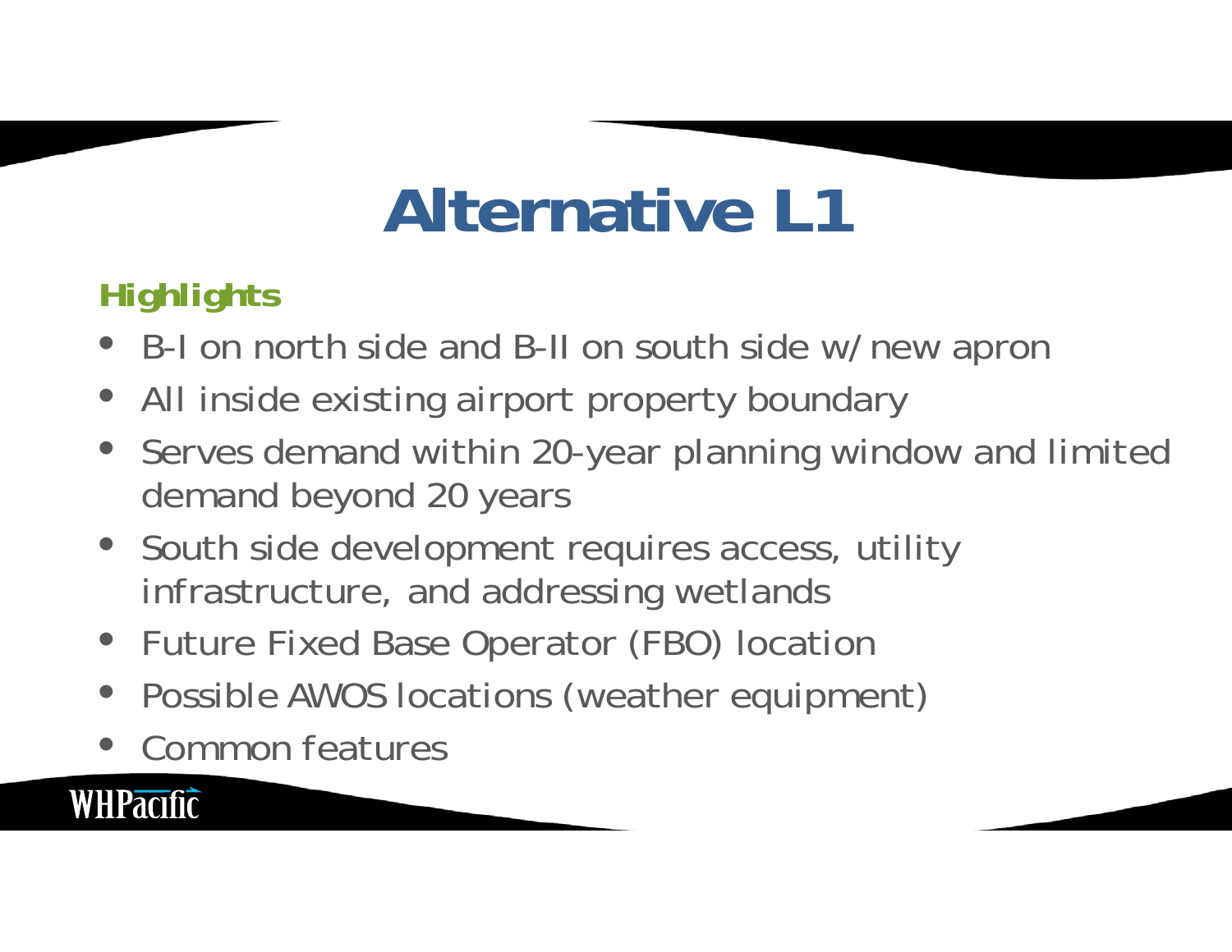# Alternative L1

**Highlights**

- B-I on north side and B-II on south side w/new apron
- All inside existing airport property boundary
- Serves demand within 20-year planning window and limited demand beyond 20 years
- South side development requires access, utility infrastructure, and addressing wetlands
- Future Fixed Base Operator (FBO) location
- Possible AWOS locations (weather equipment)
- Common features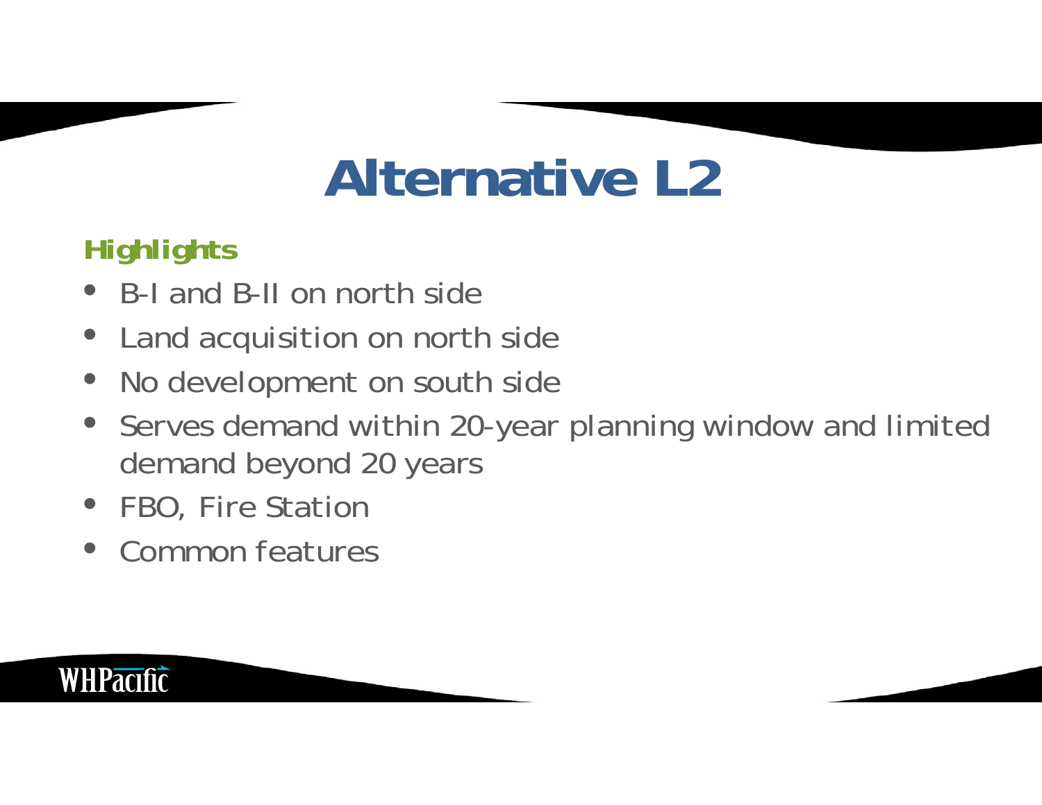# Alternative L2

**Highlights**

- B-I and B-II on north side
- Land acquisition on north side
- No development on south side
- Serves demand within 20-year planning window and limited demand beyond 20 years
- FBO, Fire Station
- Common features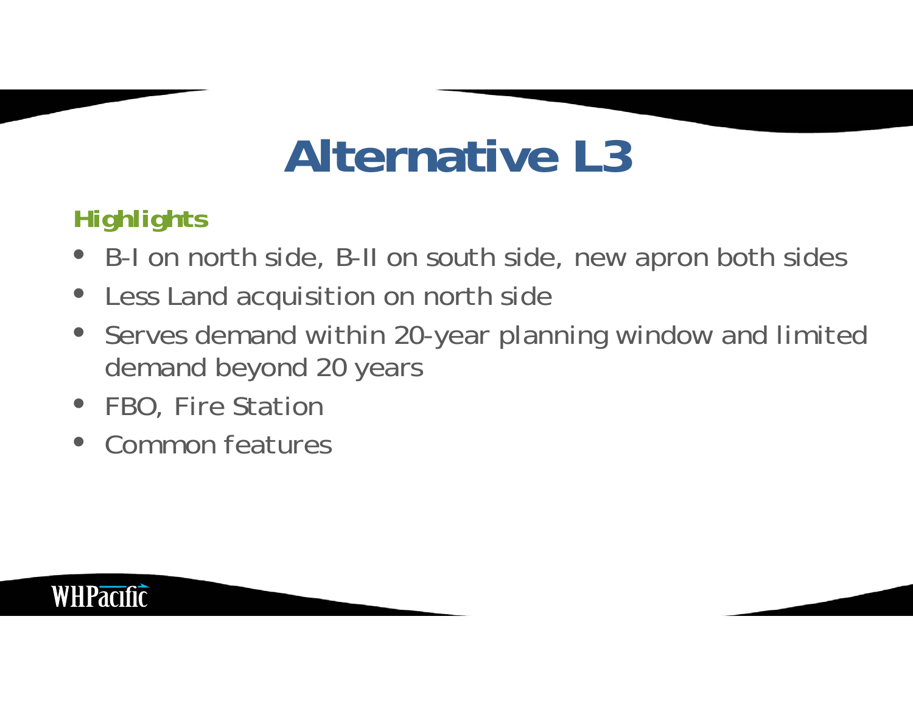# Alternative L3

### Highlights

- B-I on north side, B-II on south side, new apron both sides
- Less Land acquisition on north side
- Serves demand within 20-year planning window and limited demand beyond 20 years
- FBO, Fire Station
- Common features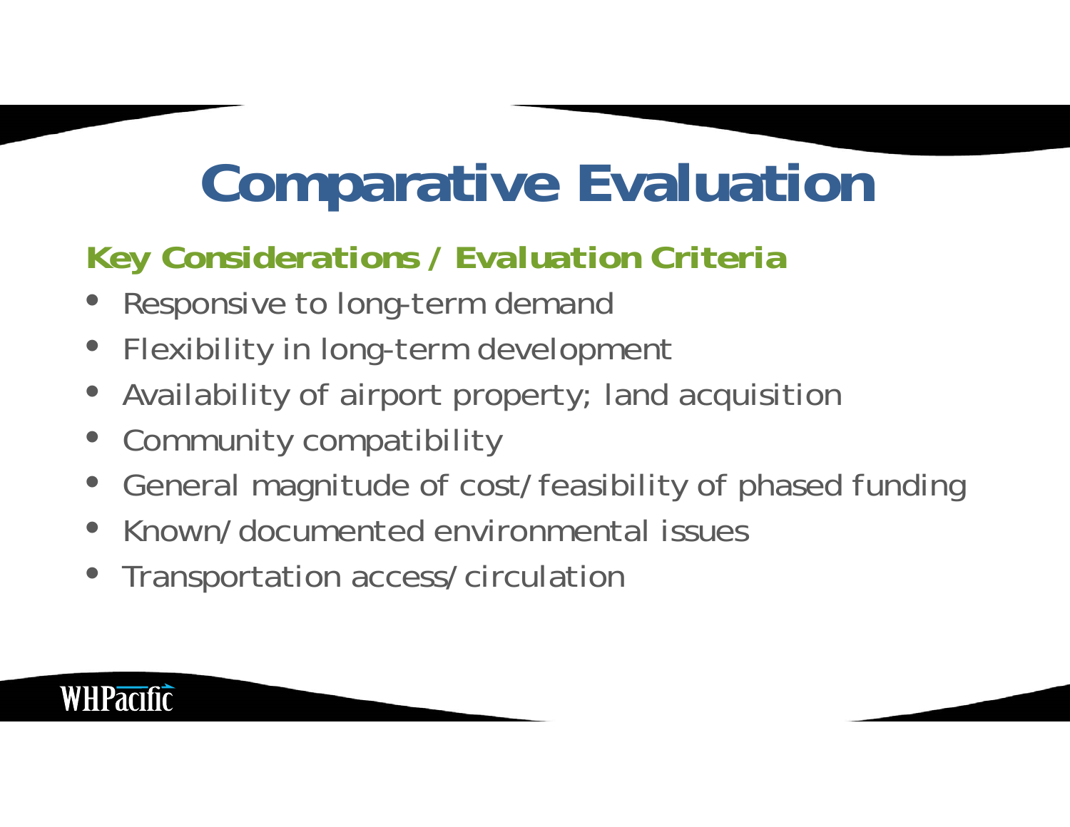# Comparative Evaluation

## Key Considerations / Evaluation Criteria

- Responsive to long-term demand
- Flexibility in long-term development
- Availability of airport property; land acquisition
- Community compatibility
- General magnitude of cost/feasibility of phased funding
- Known/documented environmental issues
- Transportation access/circulation

WHPacific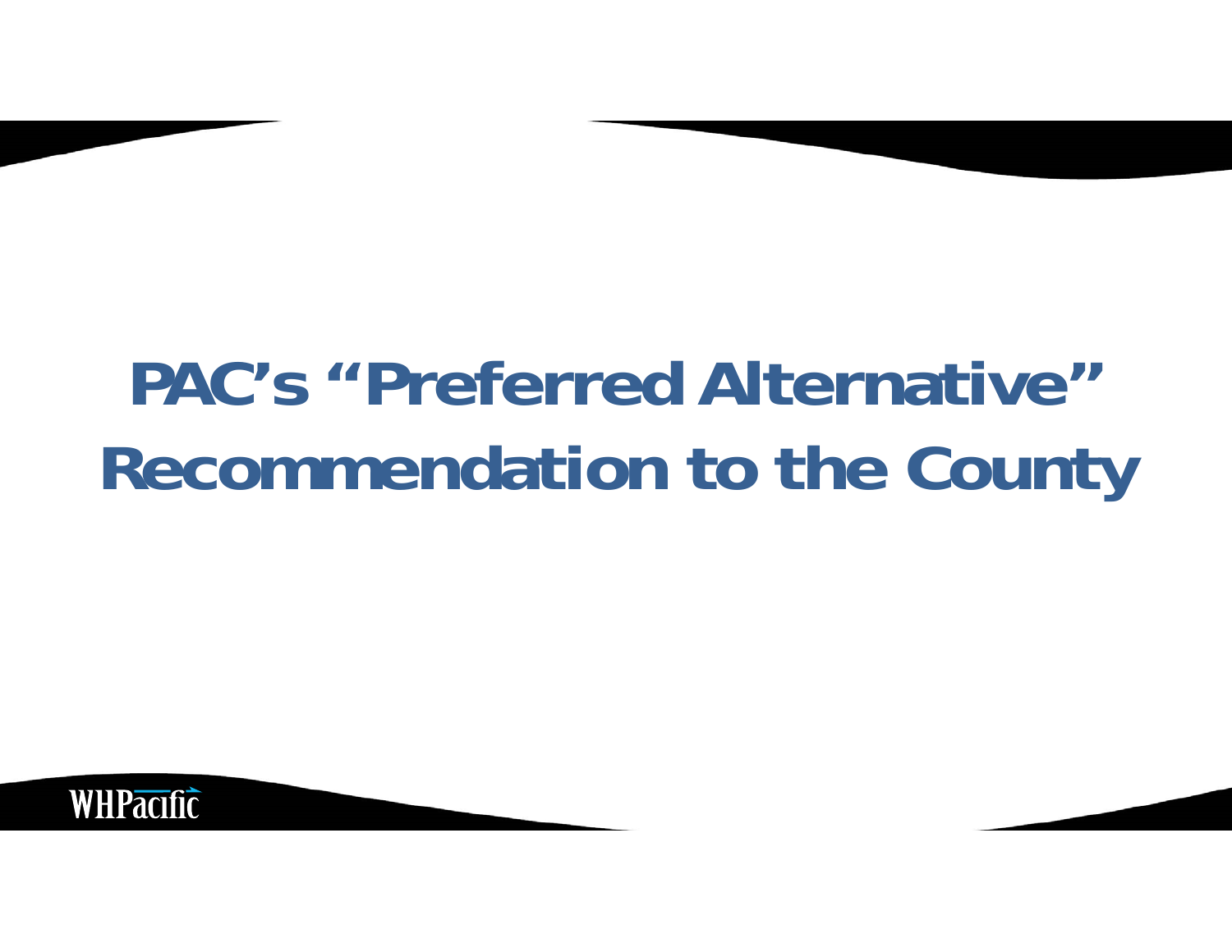# PAC's "Preferred Alternative" Recommendation to the County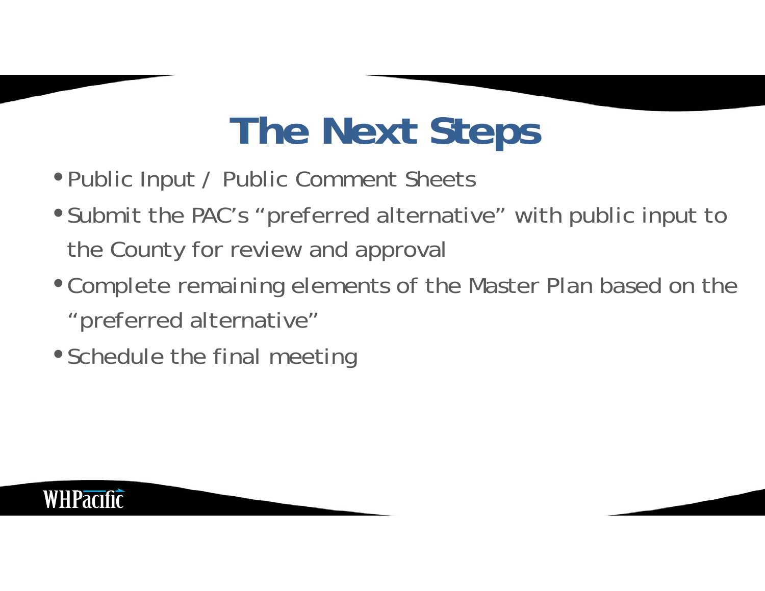# The Next Steps

- Public Input / Public Comment Sheets
- Submit the PAC's "preferred alternative" with public input to the County for review and approval
- Complete remaining elements of the Master Plan based on the "preferred alternative"
- Schedule the final meeting

WHPacific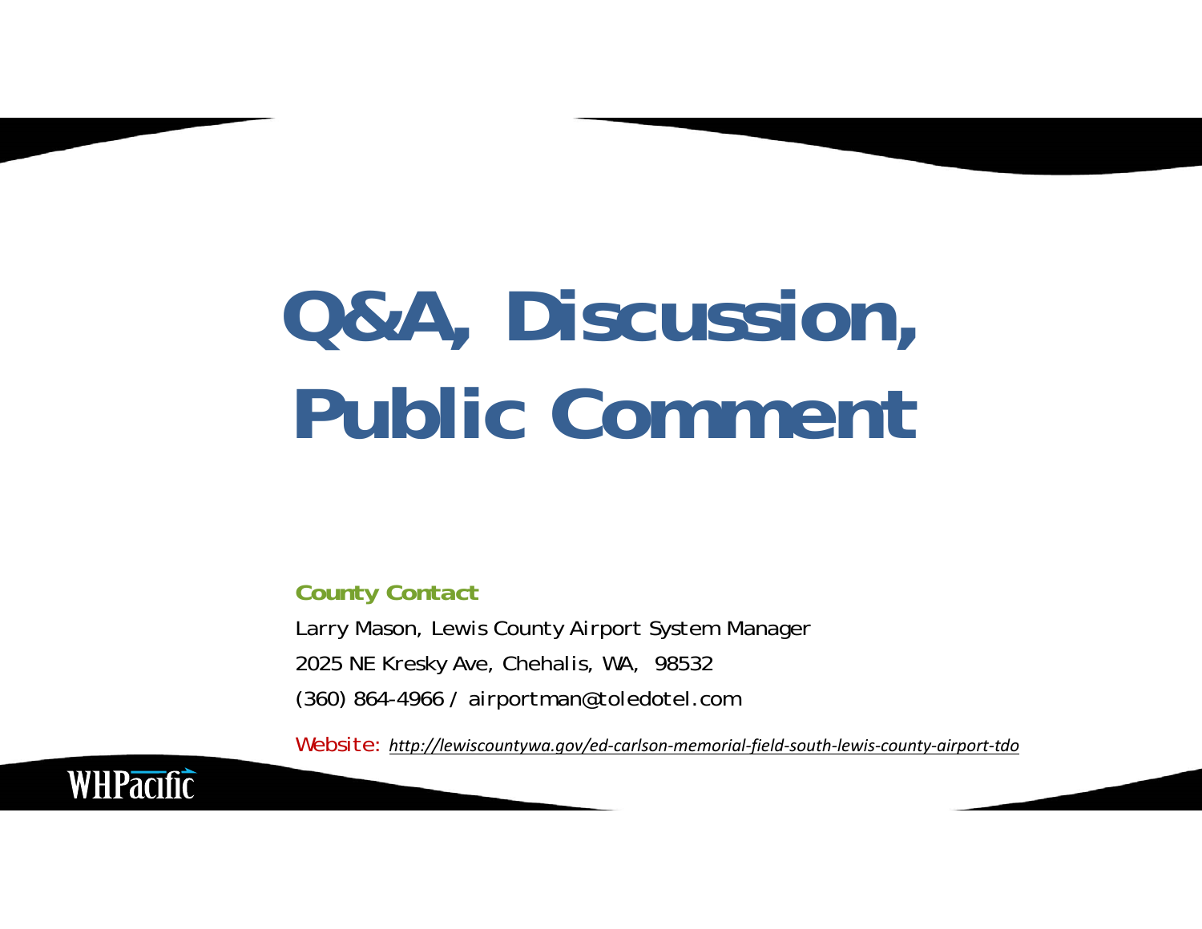# Q&A, Discussion, Public Comment

**County Contact**

Larry Mason, Lewis County Airport System Manager

2025 NE Kresky Ave, Chehalis, WA, 98532

(360) 864-4966 / airportman@toledotel.com

Website: *http://lewiscountywa.gov/ed-carlson-memorial-field-south-lewis-county-airport-tdo*

WHPacific